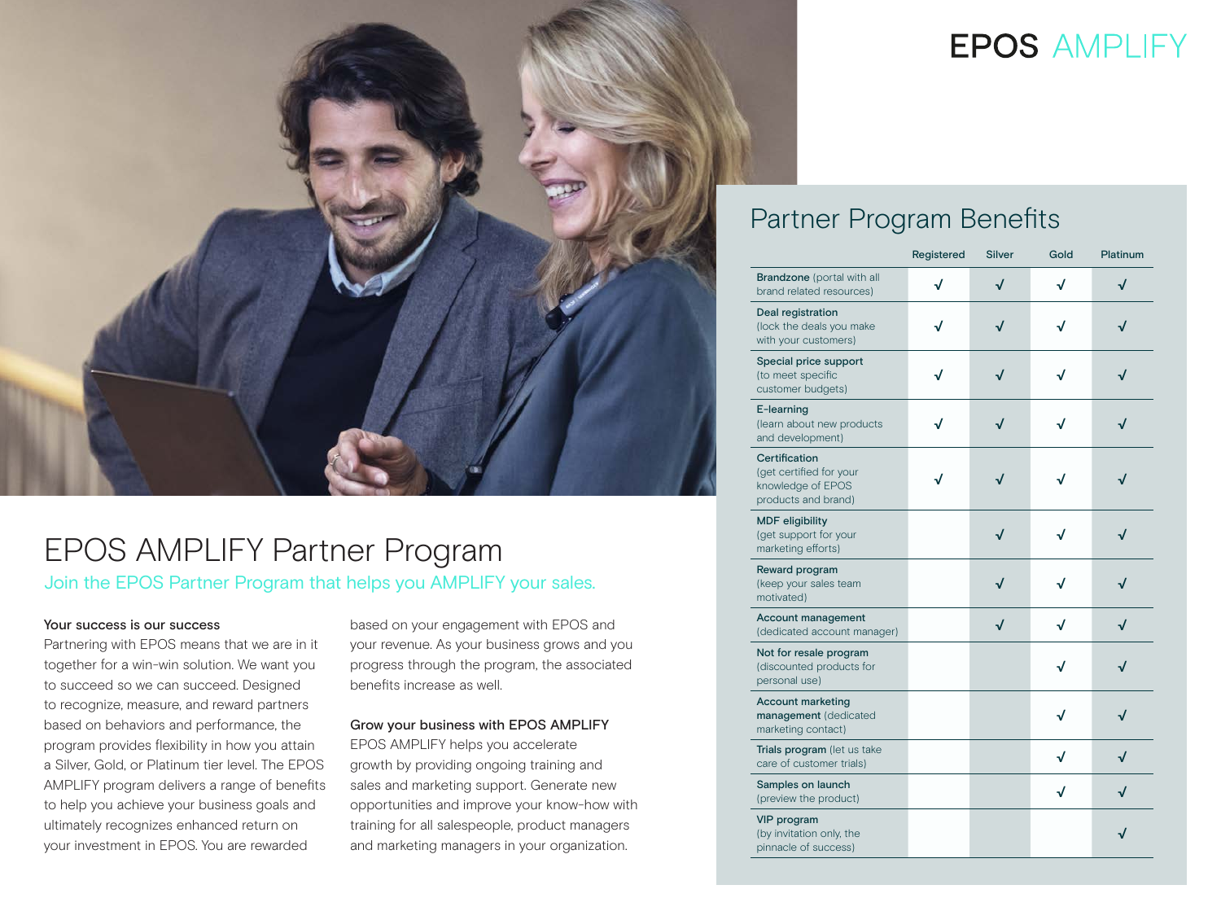# EPOS AMPLIFY

## EPOS AMPLIFY Partner Program

Join the EPOS Partner Program that helps you AMPLIFY your sales.

**Your success is our success**

Partnering with EPOS means that we are in it together for a win-win solution. We want you to succeed so we can succeed. Designed to recognize, measure, and reward partners based on behaviors and performance, the program provides flexibility in how you attain a Silver, Gold, or Platinum tier level. The EPOS AMPLIFY program delivers a range of benefits to help you achieve your business goals and ultimately recognizes enhanced return on your investment in EPOS. You are rewarded based on your engagement with EPOS and your revenue. As your business grows and you progress through the program, the associated benefits increase as well.

**Grow your business with EPOS AMPLIFY**

EPOS AMPLIFY helps you accelerate growth by providing ongoing training and sales and marketing support. Generate new opportunities and improve your know-how with training for all salespeople, product managers and marketing managers in your organization.

## Partner Program Benefits

| | Registered | Silver | Gold | Platinum |
|---|---|---|---|---|
| **Brandzone** (portal with all brand related resources) | √ | √ | √ | √ |
| **Deal registration** (lock the deals you make with your customers) | √ | √ | √ | √ |
| **Special price support** (to meet specific customer budgets) | √ | √ | √ | √ |
| **E-learning** (learn about new products and development) | √ | √ | √ | √ |
| **Certification** (get certified for your knowledge of EPOS products and brand) | √ | √ | √ | √ |
| **MDF eligibility** (get support for your marketing efforts) | | √ | √ | √ |
| **Reward program** (keep your sales team motivated) | | √ | √ | √ |
| **Account management** (dedicated account manager) | | √ | √ | √ |
| **Not for resale program** (discounted products for personal use) | | | √ | √ |
| **Account marketing management** (dedicated marketing contact) | | | √ | √ |
| **Trials program** (let us take care of customer trials) | | | √ | √ |
| **Samples on launch** (preview the product) | | | √ | √ |
| **VIP program** (by invitation only, the pinnacle of success) | | | | √ |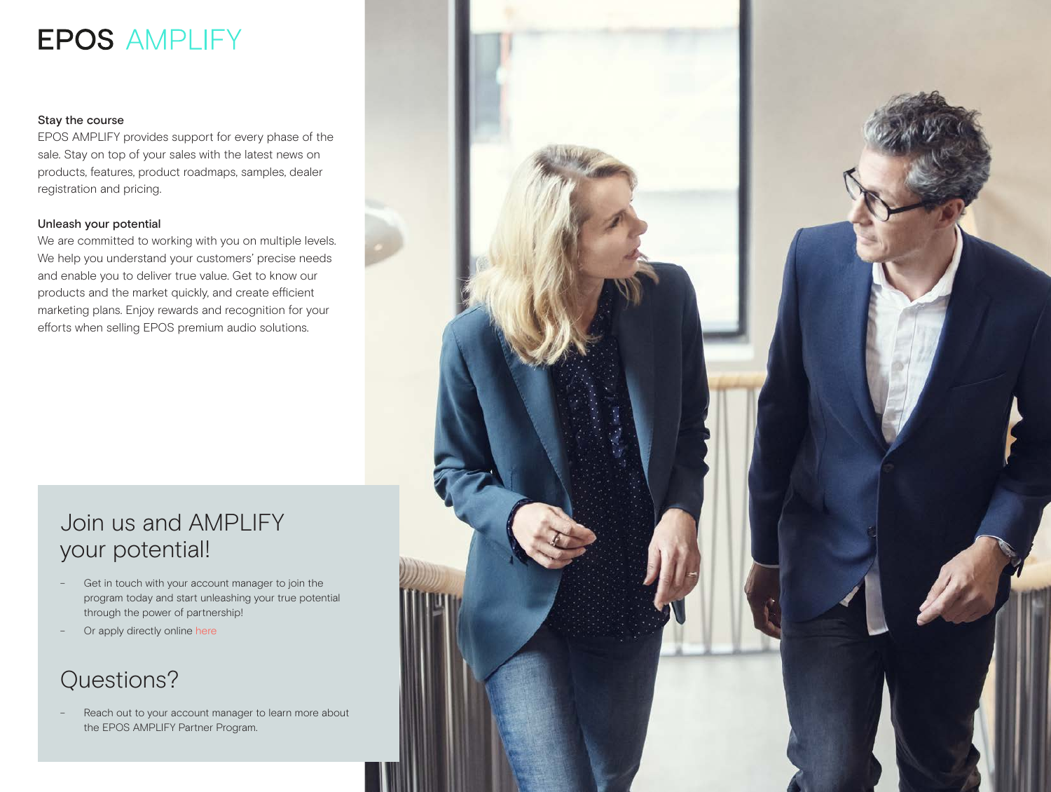# EPOS AMPLIFY

### Stay the course

EPOS AMPLIFY provides support for every phase of the sale. Stay on top of your sales with the latest news on products, features, product roadmaps, samples, dealer registration and pricing.

### Unleash your potential

We are committed to working with you on multiple levels. We help you understand your customers' precise needs and enable you to deliver true value. Get to know our products and the market quickly, and create efficient marketing plans. Enjoy rewards and recognition for your efforts when selling EPOS premium audio solutions.

## Join us and AMPLIFY your potential!

- Get in touch with your account manager to join the program today and start unleashing your true potential through the power of partnership!
- Or apply directly online here

## Questions?

- Reach out to your account manager to learn more about the EPOS AMPLIFY Partner Program.